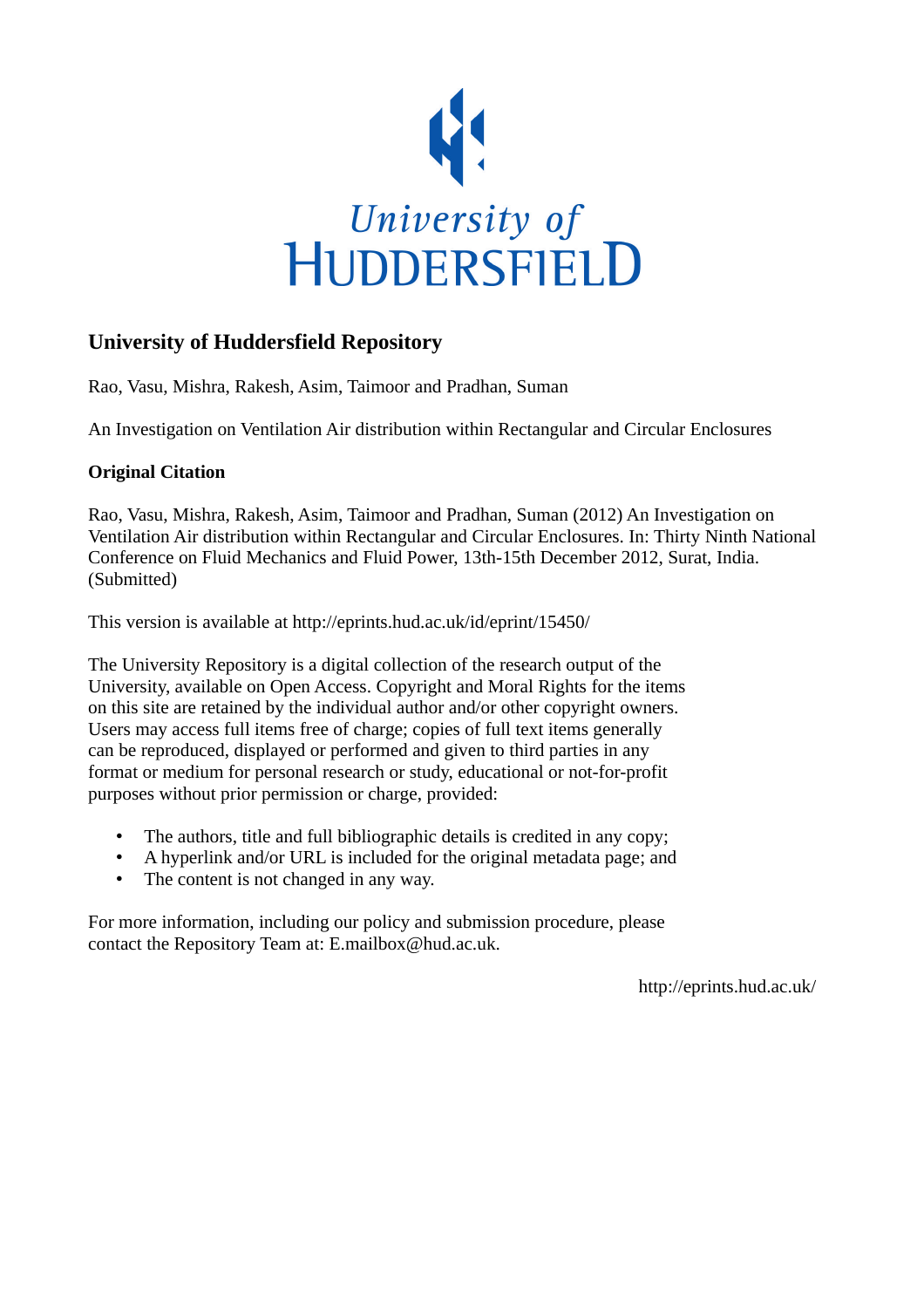University of Huddersfield

# University of Huddersfield Repository

Rao, Vasu, Mishra, Rakesh, Asim, Taimoor and Pradhan, Suman

An Investigation on Ventilation Air distribution within Rectangular and Circular Enclosures

### Original Citation

Rao, Vasu, Mishra, Rakesh, Asim, Taimoor and Pradhan, Suman (2012) An Investigation on Ventilation Air distribution within Rectangular and Circular Enclosures. In: Thirty Ninth National Conference on Fluid Mechanics and Fluid Power, 13th-15th December 2012, Surat, India. (Submitted)

This version is available at http://eprints.hud.ac.uk/id/eprint/15450/

The University Repository is a digital collection of the research output of the University, available on Open Access. Copyright and Moral Rights for the items on this site are retained by the individual author and/or other copyright owners. Users may access full items free of charge; copies of full text items generally can be reproduced, displayed or performed and given to third parties in any format or medium for personal research or study, educational or not-for-profit purposes without prior permission or charge, provided:

- The authors, title and full bibliographic details is credited in any copy;
- A hyperlink and/or URL is included for the original metadata page; and
- The content is not changed in any way.

For more information, including our policy and submission procedure, please contact the Repository Team at: E.mailbox@hud.ac.uk.

http://eprints.hud.ac.uk/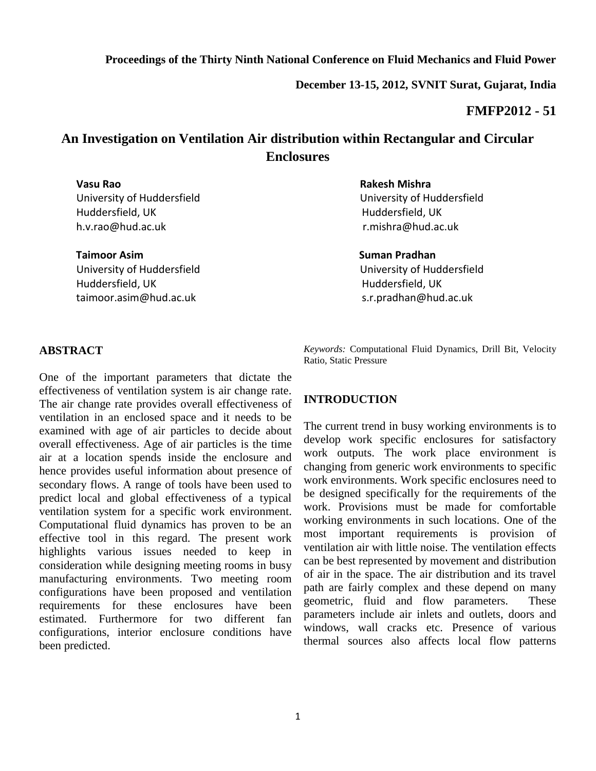**Proceedings of the Thirty Ninth National Conference on Fluid Mechanics and Fluid Power**

**December 13-15, 2012, SVNIT Surat, Gujarat, India**

**FMFP2012 - 51**

# An Investigation on Ventilation Air distribution within Rectangular and Circular Enclosures

**Vasu Rao**
University of Huddersfield
Huddersfield, UK
h.v.rao@hud.ac.uk

**Rakesh Mishra**
University of Huddersfield
Huddersfield, UK
r.mishra@hud.ac.uk

**Taimoor Asim**
University of Huddersfield
Huddersfield, UK
taimoor.asim@hud.ac.uk

**Suman Pradhan**
University of Huddersfield
Huddersfield, UK
s.r.pradhan@hud.ac.uk

## ABSTRACT

One of the important parameters that dictate the effectiveness of ventilation system is air change rate. The air change rate provides overall effectiveness of ventilation in an enclosed space and it needs to be examined with age of air particles to decide about overall effectiveness. Age of air particles is the time air at a location spends inside the enclosure and hence provides useful information about presence of secondary flows. A range of tools have been used to predict local and global effectiveness of a typical ventilation system for a specific work environment. Computational fluid dynamics has proven to be an effective tool in this regard. The present work highlights various issues needed to keep in consideration while designing meeting rooms in busy manufacturing environments. Two meeting room configurations have been proposed and ventilation requirements for these enclosures have been estimated. Furthermore for two different fan configurations, interior enclosure conditions have been predicted.

*Keywords:* Computational Fluid Dynamics, Drill Bit, Velocity Ratio, Static Pressure

## INTRODUCTION

The current trend in busy working environments is to develop work specific enclosures for satisfactory work outputs. The work place environment is changing from generic work environments to specific work environments. Work specific enclosures need to be designed specifically for the requirements of the work. Provisions must be made for comfortable working environments in such locations. One of the most important requirements is provision of ventilation air with little noise. The ventilation effects can be best represented by movement and distribution of air in the space. The air distribution and its travel path are fairly complex and these depend on many geometric, fluid and flow parameters. These parameters include air inlets and outlets, doors and windows, wall cracks etc. Presence of various thermal sources also affects local flow patterns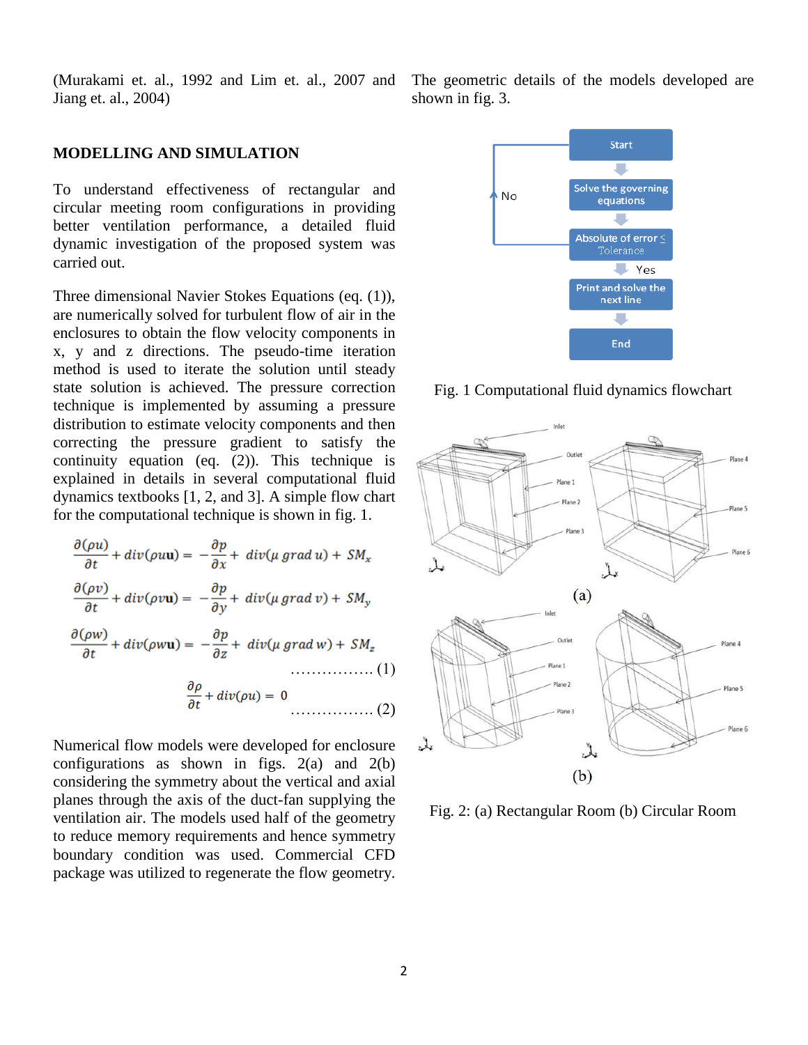(Murakami et. al., 1992 and Lim et. al., 2007 and Jiang et. al., 2004)

## MODELLING AND SIMULATION

To understand effectiveness of rectangular and circular meeting room configurations in providing better ventilation performance, a detailed fluid dynamic investigation of the proposed system was carried out.

Three dimensional Navier Stokes Equations (eq. (1)), are numerically solved for turbulent flow of air in the enclosures to obtain the flow velocity components in x, y and z directions. The pseudo-time iteration method is used to iterate the solution until steady state solution is achieved. The pressure correction technique is implemented by assuming a pressure distribution to estimate velocity components and then correcting the pressure gradient to satisfy the continuity equation (eq. (2)). This technique is explained in details in several computational fluid dynamics textbooks [1, 2, and 3]. A simple flow chart for the computational technique is shown in fig. 1.

$$\frac{\partial(\rho u)}{\partial t} + div(\rho u \mathbf{u}) = -\frac{\partial p}{\partial x} + div(\mu \, grad \, u) + SM_x$$

$$\frac{\partial(\rho v)}{\partial t} + div(\rho v \mathbf{u}) = -\frac{\partial p}{\partial y} + div(\mu \, grad \, v) + SM_y$$

$$\frac{\partial(\rho w)}{\partial t} + div(\rho w \mathbf{u}) = -\frac{\partial p}{\partial z} + div(\mu \, grad \, w) + SM_z \quad \ldots\ldots\ldots\ldots\ldots (1)$$

$$\frac{\partial \rho}{\partial t} + div(\rho u) = 0 \quad \ldots\ldots\ldots\ldots\ldots (2)$$

Numerical flow models were developed for enclosure configurations as shown in figs. 2(a) and 2(b) considering the symmetry about the vertical and axial planes through the axis of the duct-fan supplying the ventilation air. The models used half of the geometry to reduce memory requirements and hence symmetry boundary condition was used. Commercial CFD package was utilized to regenerate the flow geometry. The geometric details of the models developed are shown in fig. 3.

Fig. 1 Computational fluid dynamics flowchart

Fig. 2: (a) Rectangular Room (b) Circular Room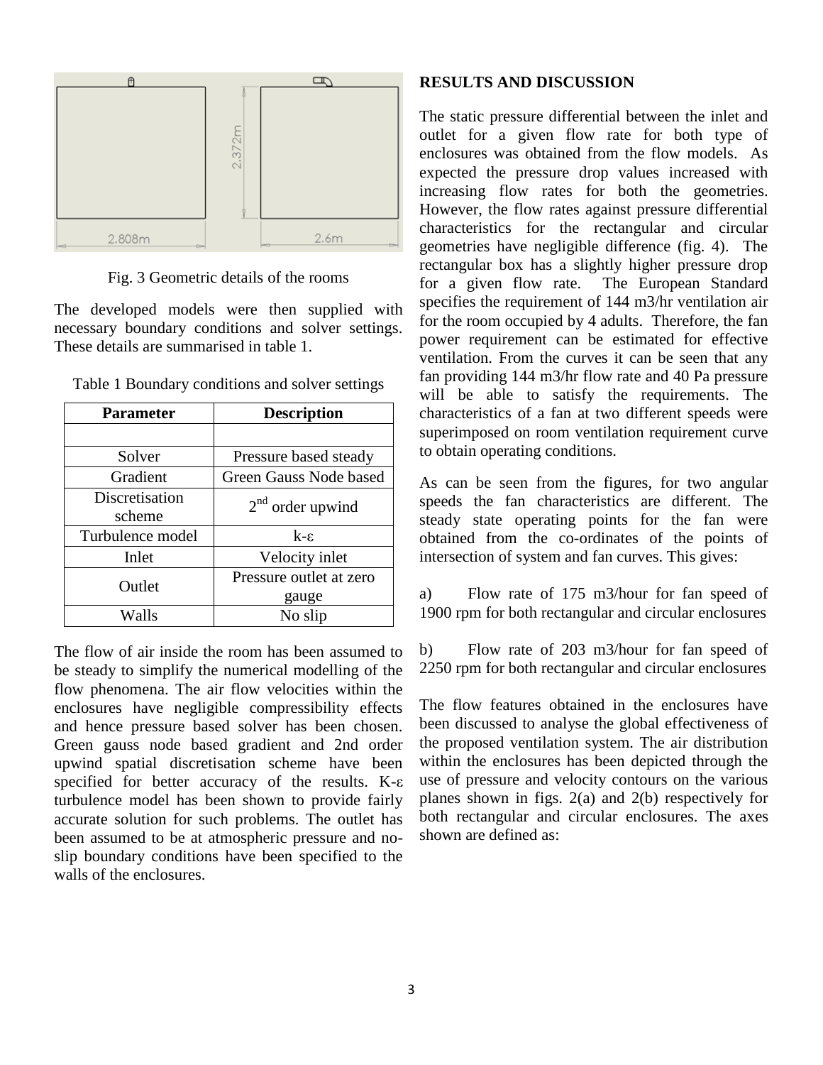Fig. 3 Geometric details of the rooms

The developed models were then supplied with necessary boundary conditions and solver settings. These details are summarised in table 1.

Table 1 Boundary conditions and solver settings

| Parameter | Description |
| --- | --- |
| | |
| Solver | Pressure based steady |
| Gradient | Green Gauss Node based |
| Discretisation scheme | $2^{nd}$ order upwind |
| Turbulence model | k-ε |
| Inlet | Velocity inlet |
| Outlet | Pressure outlet at zero gauge |
| Walls | No slip |

The flow of air inside the room has been assumed to be steady to simplify the numerical modelling of the flow phenomena. The air flow velocities within the enclosures have negligible compressibility effects and hence pressure based solver has been chosen. Green gauss node based gradient and 2nd order upwind spatial discretisation scheme have been specified for better accuracy of the results. K-ε turbulence model has been shown to provide fairly accurate solution for such problems. The outlet has been assumed to be at atmospheric pressure and no-slip boundary conditions have been specified to the walls of the enclosures.

## RESULTS AND DISCUSSION

The static pressure differential between the inlet and outlet for a given flow rate for both type of enclosures was obtained from the flow models. As expected the pressure drop values increased with increasing flow rates for both the geometries. However, the flow rates against pressure differential characteristics for the rectangular and circular geometries have negligible difference (fig. 4). The rectangular box has a slightly higher pressure drop for a given flow rate. The European Standard specifies the requirement of 144 m3/hr ventilation air for the room occupied by 4 adults. Therefore, the fan power requirement can be estimated for effective ventilation. From the curves it can be seen that any fan providing 144 m3/hr flow rate and 40 Pa pressure will be able to satisfy the requirements. The characteristics of a fan at two different speeds were superimposed on room ventilation requirement curve to obtain operating conditions.

As can be seen from the figures, for two angular speeds the fan characteristics are different. The steady state operating points for the fan were obtained from the co-ordinates of the points of intersection of system and fan curves. This gives:

a) Flow rate of 175 m3/hour for fan speed of 1900 rpm for both rectangular and circular enclosures

b) Flow rate of 203 m3/hour for fan speed of 2250 rpm for both rectangular and circular enclosures

The flow features obtained in the enclosures have been discussed to analyse the global effectiveness of the proposed ventilation system. The air distribution within the enclosures has been depicted through the use of pressure and velocity contours on the various planes shown in figs. 2(a) and 2(b) respectively for both rectangular and circular enclosures. The axes shown are defined as: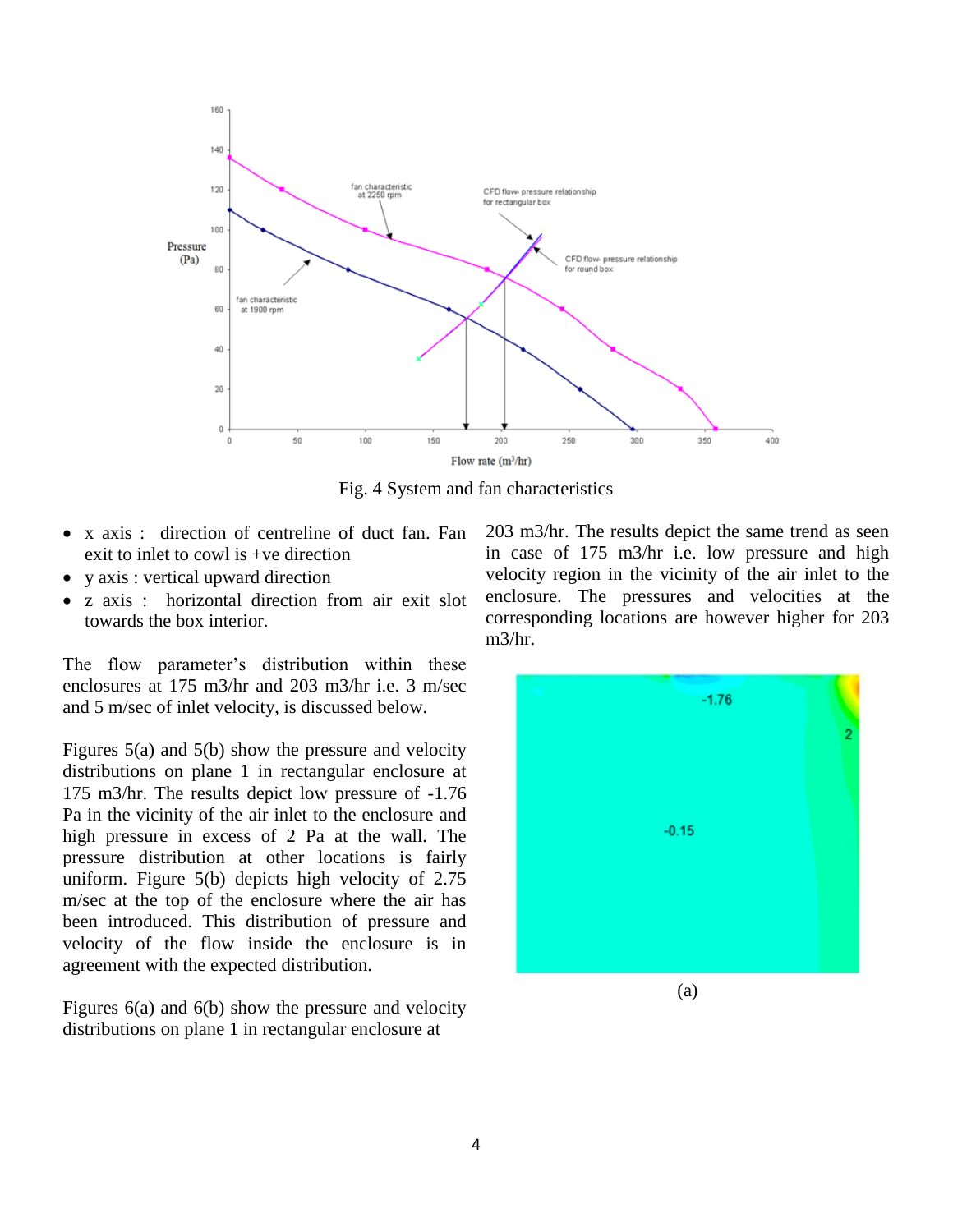Fig. 4 System and fan characteristics

- x axis : direction of centreline of duct fan. Fan exit to inlet to cowl is +ve direction
- y axis : vertical upward direction
- z axis : horizontal direction from air exit slot towards the box interior.

The flow parameter's distribution within these enclosures at 175 m3/hr and 203 m3/hr i.e. 3 m/sec and 5 m/sec of inlet velocity, is discussed below.

Figures 5(a) and 5(b) show the pressure and velocity distributions on plane 1 in rectangular enclosure at 175 m3/hr. The results depict low pressure of -1.76 Pa in the vicinity of the air inlet to the enclosure and high pressure in excess of 2 Pa at the wall. The pressure distribution at other locations is fairly uniform. Figure 5(b) depicts high velocity of 2.75 m/sec at the top of the enclosure where the air has been introduced. This distribution of pressure and velocity of the flow inside the enclosure is in agreement with the expected distribution.

Figures 6(a) and 6(b) show the pressure and velocity distributions on plane 1 in rectangular enclosure at 203 m3/hr. The results depict the same trend as seen in case of 175 m3/hr i.e. low pressure and high velocity region in the vicinity of the air inlet to the enclosure. The pressures and velocities at the corresponding locations are however higher for 203 m3/hr.

(a)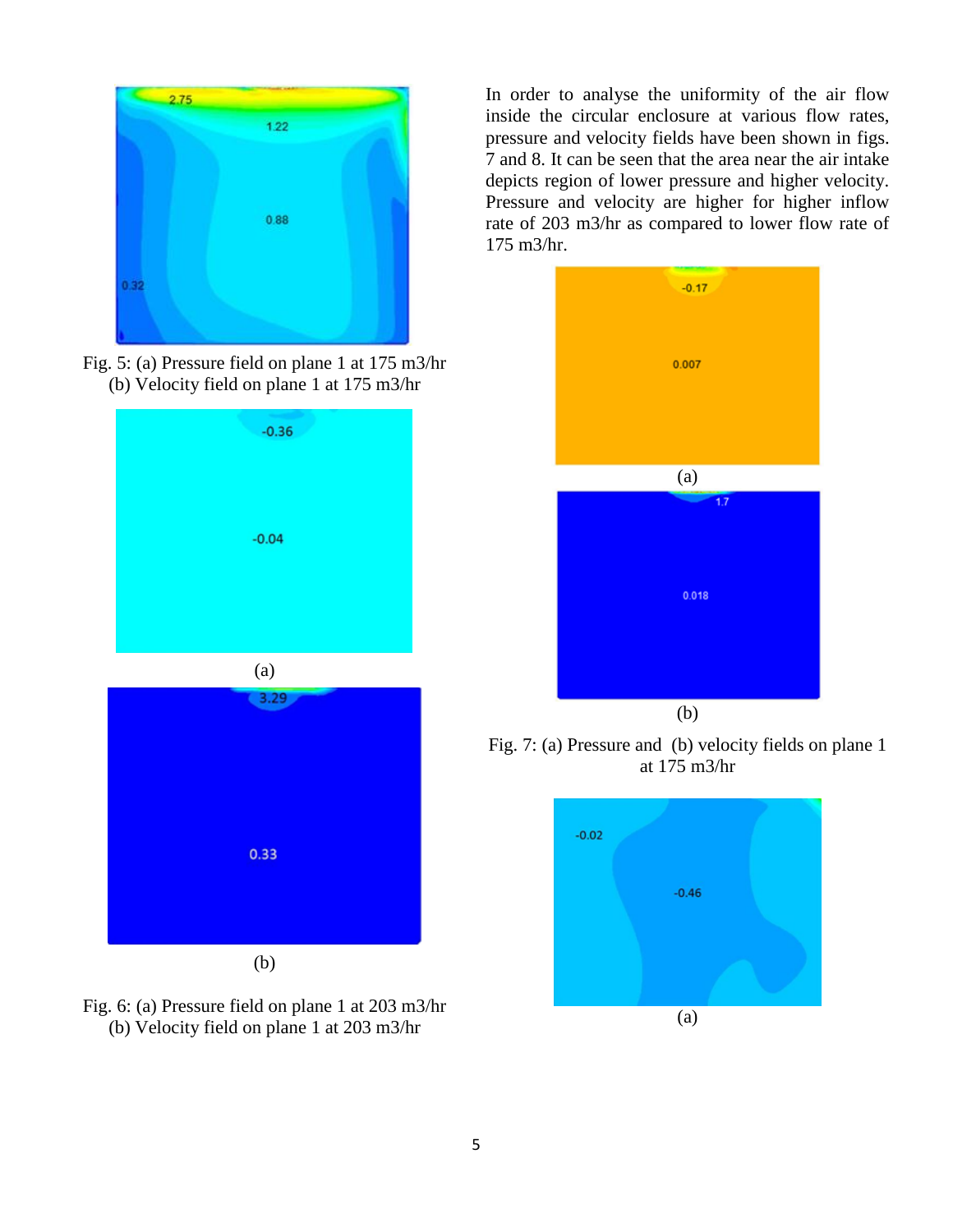Fig. 5: (a) Pressure field on plane 1 at 175 m3/hr
(b) Velocity field on plane 1 at 175 m3/hr

(a)

(b)

Fig. 6: (a) Pressure field on plane 1 at 203 m3/hr
(b) Velocity field on plane 1 at 203 m3/hr

In order to analyse the uniformity of the air flow inside the circular enclosure at various flow rates, pressure and velocity fields have been shown in figs. 7 and 8. It can be seen that the area near the air intake depicts region of lower pressure and higher velocity. Pressure and velocity are higher for higher inflow rate of 203 m3/hr as compared to lower flow rate of 175 m3/hr.

(a)

(b)

Fig. 7: (a) Pressure and (b) velocity fields on plane 1 at 175 m3/hr

(a)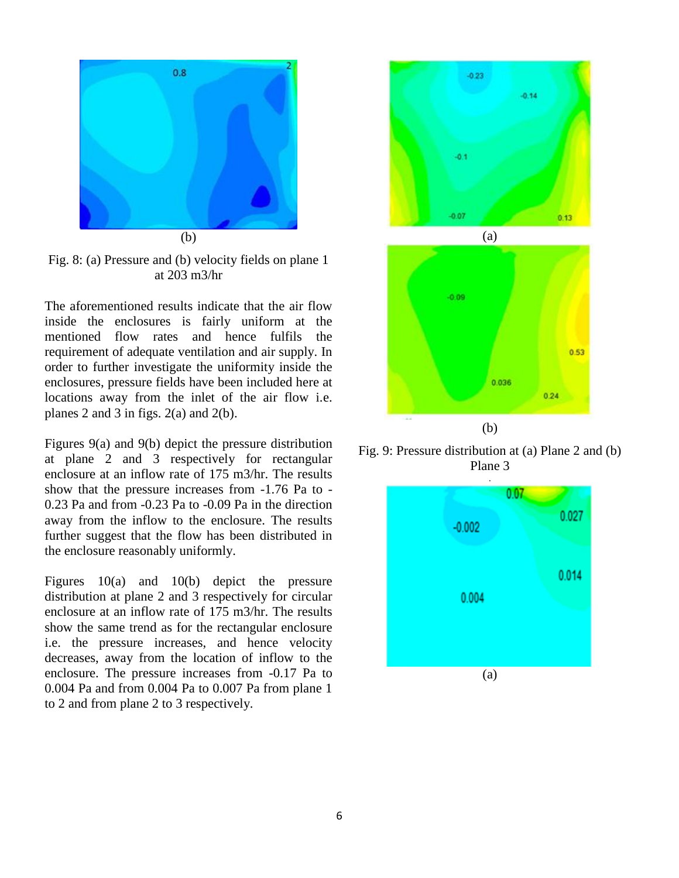(b)

Fig. 8: (a) Pressure and (b) velocity fields on plane 1 at 203 m3/hr

The aforementioned results indicate that the air flow inside the enclosures is fairly uniform at the mentioned flow rates and hence fulfils the requirement of adequate ventilation and air supply. In order to further investigate the uniformity inside the enclosures, pressure fields have been included here at locations away from the inlet of the air flow i.e. planes 2 and 3 in figs. 2(a) and 2(b).

Figures 9(a) and 9(b) depict the pressure distribution at plane 2 and 3 respectively for rectangular enclosure at an inflow rate of 175 m3/hr. The results show that the pressure increases from -1.76 Pa to -0.23 Pa and from -0.23 Pa to -0.09 Pa in the direction away from the inflow to the enclosure. The results further suggest that the flow has been distributed in the enclosure reasonably uniformly.

Figures 10(a) and 10(b) depict the pressure distribution at plane 2 and 3 respectively for circular enclosure at an inflow rate of 175 m3/hr. The results show the same trend as for the rectangular enclosure i.e. the pressure increases, and hence velocity decreases, away from the location of inflow to the enclosure. The pressure increases from -0.17 Pa to 0.004 Pa and from 0.004 Pa to 0.007 Pa from plane 1 to 2 and from plane 2 to 3 respectively.

(a)

(b)

Fig. 9: Pressure distribution at (a) Plane 2 and (b) Plane 3

(a)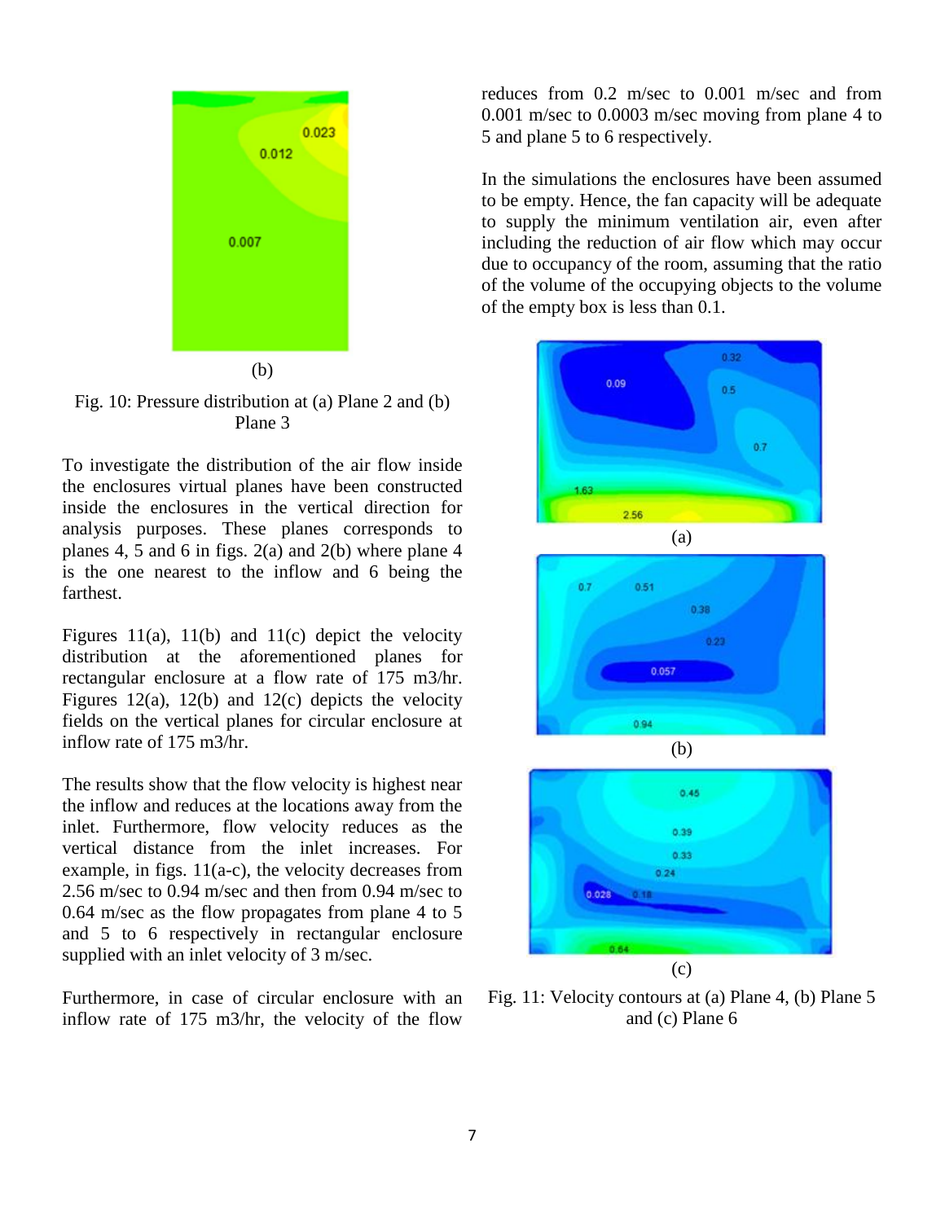(b)

Fig. 10: Pressure distribution at (a) Plane 2 and (b) Plane 3

To investigate the distribution of the air flow inside the enclosures virtual planes have been constructed inside the enclosures in the vertical direction for analysis purposes. These planes corresponds to planes 4, 5 and 6 in figs. 2(a) and 2(b) where plane 4 is the one nearest to the inflow and 6 being the farthest.

Figures 11(a), 11(b) and 11(c) depict the velocity distribution at the aforementioned planes for rectangular enclosure at a flow rate of 175 m3/hr. Figures 12(a), 12(b) and 12(c) depicts the velocity fields on the vertical planes for circular enclosure at inflow rate of 175 m3/hr.

The results show that the flow velocity is highest near the inflow and reduces at the locations away from the inlet. Furthermore, flow velocity reduces as the vertical distance from the inlet increases. For example, in figs. 11(a-c), the velocity decreases from 2.56 m/sec to 0.94 m/sec and then from 0.94 m/sec to 0.64 m/sec as the flow propagates from plane 4 to 5 and 5 to 6 respectively in rectangular enclosure supplied with an inlet velocity of 3 m/sec.

Furthermore, in case of circular enclosure with an inflow rate of 175 m3/hr, the velocity of the flow reduces from 0.2 m/sec to 0.001 m/sec and from 0.001 m/sec to 0.0003 m/sec moving from plane 4 to 5 and plane 5 to 6 respectively.

In the simulations the enclosures have been assumed to be empty. Hence, the fan capacity will be adequate to supply the minimum ventilation air, even after including the reduction of air flow which may occur due to occupancy of the room, assuming that the ratio of the volume of the occupying objects to the volume of the empty box is less than 0.1.

(a)

(b)

(c)

Fig. 11: Velocity contours at (a) Plane 4, (b) Plane 5 and (c) Plane 6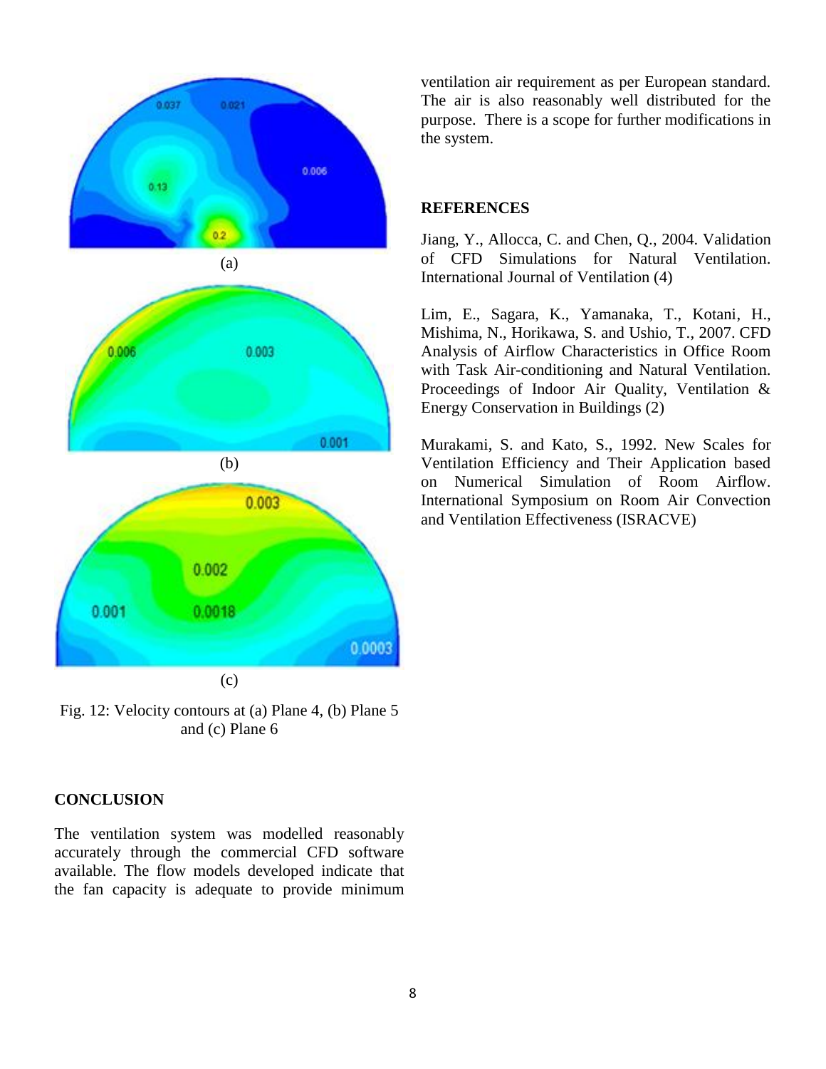0.037
0.021
0.13
0.006
0.2

(a)

0.006
0.003
0.001

(b)

0.003
0.002
0.001
0.0018
0.0003

(c)

Fig. 12: Velocity contours at (a) Plane 4, (b) Plane 5 and (c) Plane 6

## CONCLUSION

The ventilation system was modelled reasonably accurately through the commercial CFD software available. The flow models developed indicate that the fan capacity is adequate to provide minimum ventilation air requirement as per European standard. The air is also reasonably well distributed for the purpose. There is a scope for further modifications in the system.

## REFERENCES

Jiang, Y., Allocca, C. and Chen, Q., 2004. Validation of CFD Simulations for Natural Ventilation. International Journal of Ventilation (4)

Lim, E., Sagara, K., Yamanaka, T., Kotani, H., Mishima, N., Horikawa, S. and Ushio, T., 2007. CFD Analysis of Airflow Characteristics in Office Room with Task Air-conditioning and Natural Ventilation. Proceedings of Indoor Air Quality, Ventilation & Energy Conservation in Buildings (2)

Murakami, S. and Kato, S., 1992. New Scales for Ventilation Efficiency and Their Application based on Numerical Simulation of Room Airflow. International Symposium on Room Air Convection and Ventilation Effectiveness (ISRACVE)